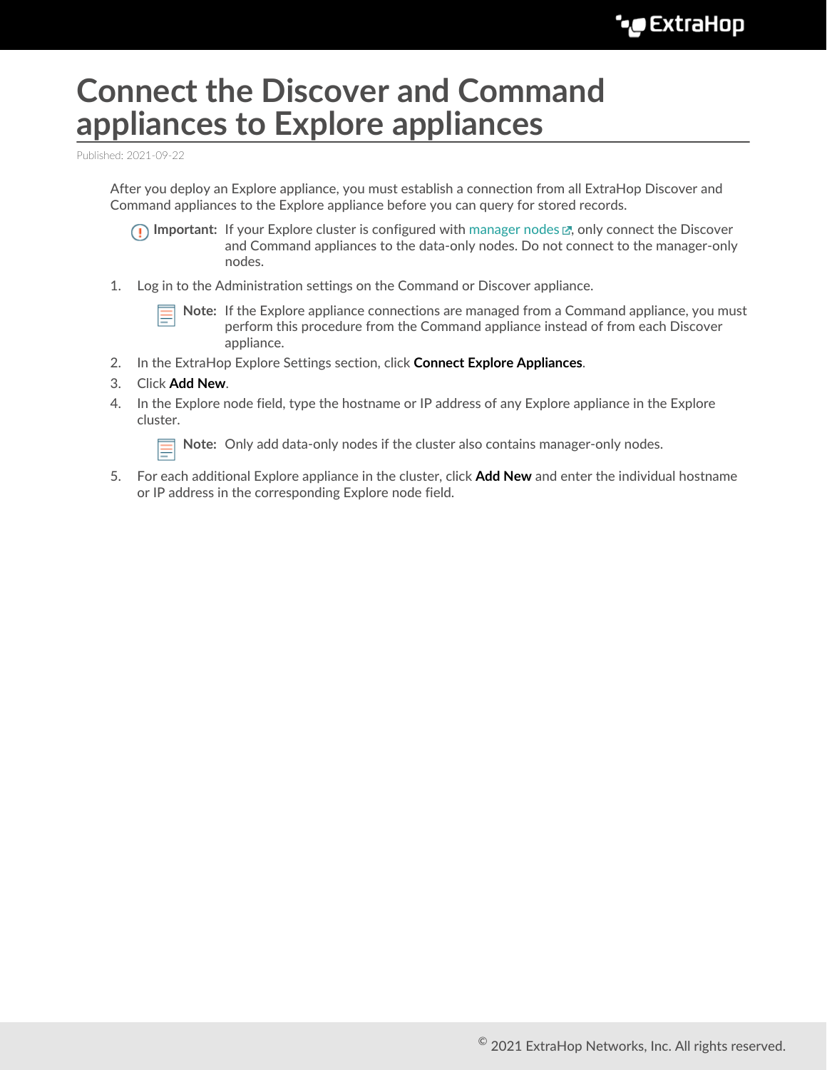# Connect the Discover and Command appliances to Explore appliances

Published: 2021-09-22

After you deploy an Explore appliance, you must establish a connection from all ExtraHop Discover and Command appliances to the Explore appliance before you can query for stored records.

> **Important:** If your Explore cluster is configured with manager nodes, only connect the Discover and Command appliances to the data-only nodes. Do not connect to the manager-only nodes.

1. Log in to the Administration settings on the Command or Discover appliance.

   > **Note:** If the Explore appliance connections are managed from a Command appliance, you must perform this procedure from the Command appliance instead of from each Discover appliance.

2. In the ExtraHop Explore Settings section, click **Connect Explore Appliances**.
3. Click **Add New**.
4. In the Explore node field, type the hostname or IP address of any Explore appliance in the Explore cluster.

   > **Note:** Only add data-only nodes if the cluster also contains manager-only nodes.

5. For each additional Explore appliance in the cluster, click **Add New** and enter the individual hostname or IP address in the corresponding Explore node field.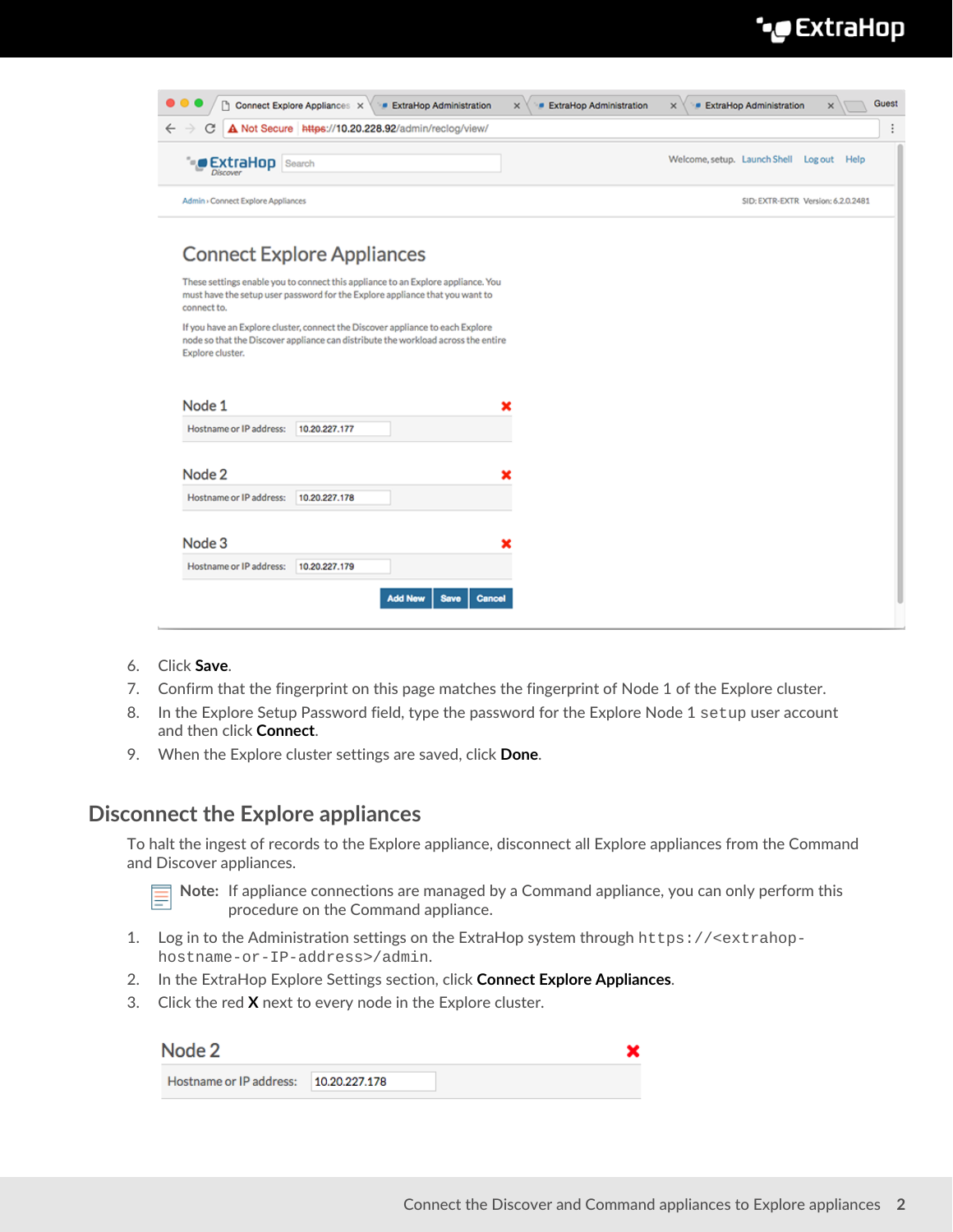6. Click **Save**.
7. Confirm that the fingerprint on this page matches the fingerprint of Node 1 of the Explore cluster.
8. In the Explore Setup Password field, type the password for the Explore Node 1 `setup` user account and then click **Connect**.
9. When the Explore cluster settings are saved, click **Done**.

## Disconnect the Explore appliances

To halt the ingest of records to the Explore appliance, disconnect all Explore appliances from the Command and Discover appliances.

**Note:** If appliance connections are managed by a Command appliance, you can only perform this procedure on the Command appliance.

1. Log in to the Administration settings on the ExtraHop system through `https://<extrahop-hostname-or-IP-address>/admin`.
2. In the ExtraHop Explore Settings section, click **Connect Explore Appliances**.
3. Click the red **X** next to every node in the Explore cluster.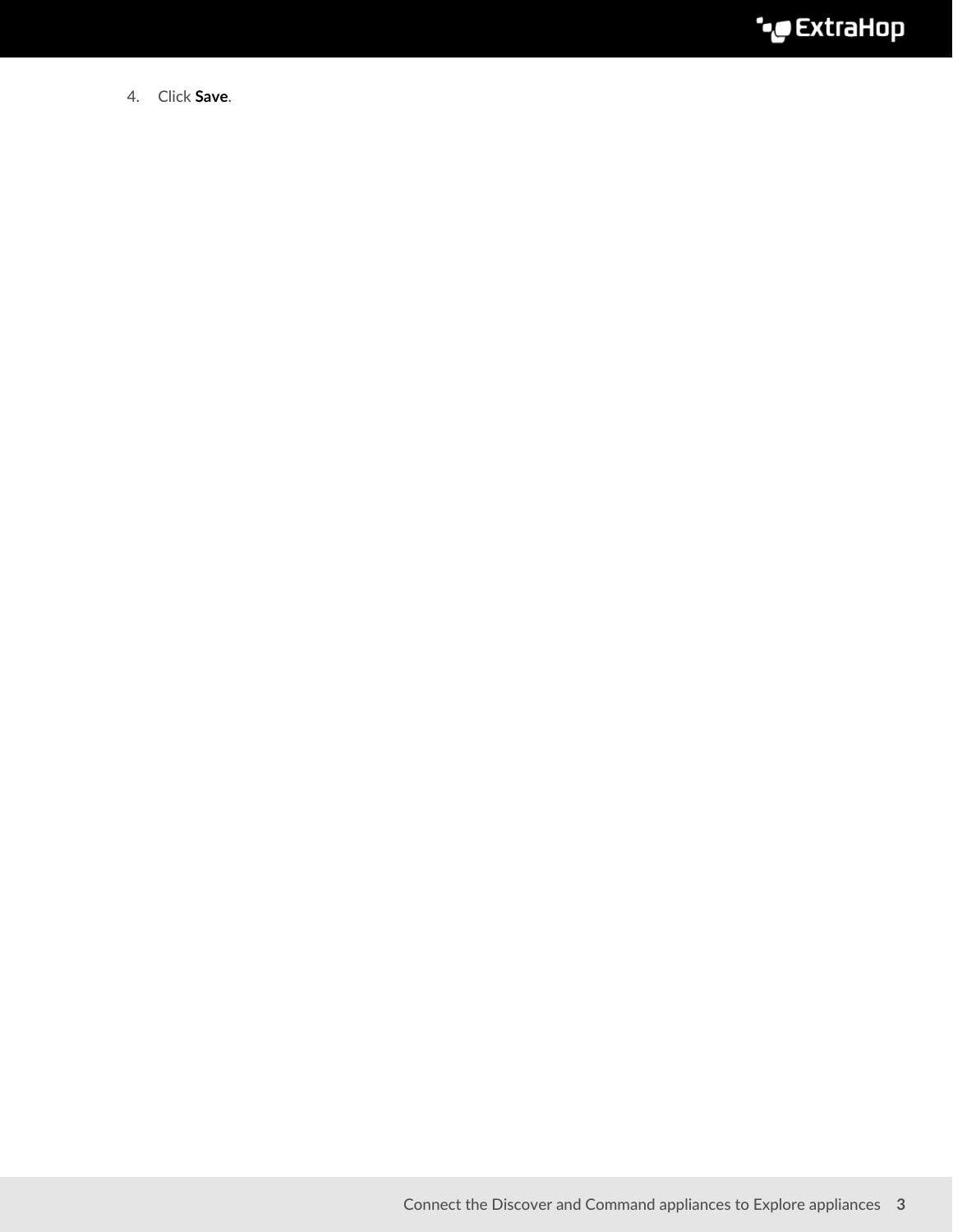4. Click **Save**.